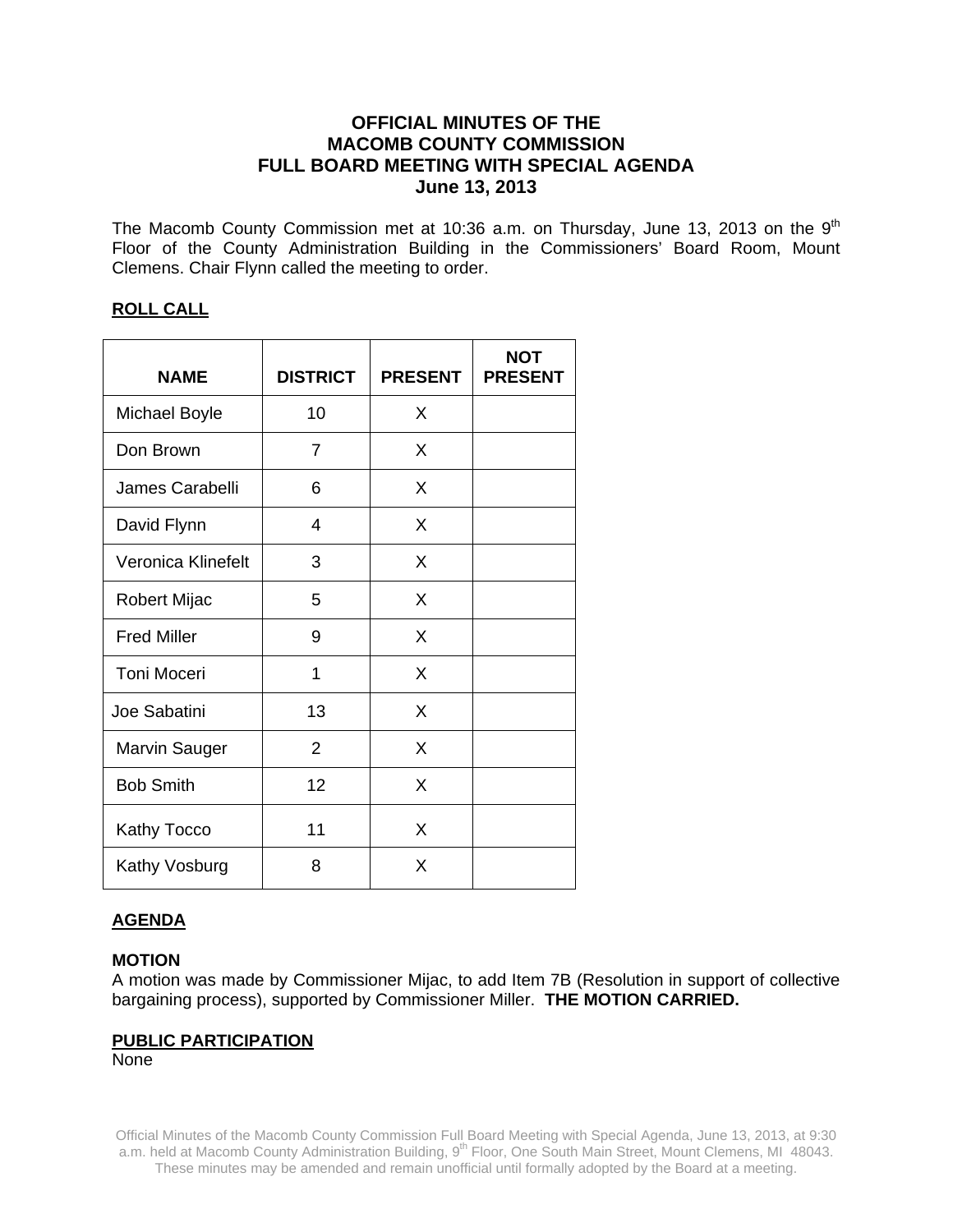# OFFICIAL MINUTES OF THE MACOMB COUNTY COMMISSION FULL BOARD MEETING WITH SPECIAL AGENDA June 13, 2013

The Macomb County Commission met at 10:36 a.m. on Thursday, June 13, 2013 on the 9th Floor of the County Administration Building in the Commissioners' Board Room, Mount Clemens. Chair Flynn called the meeting to order.

## ROLL CALL

| NAME | DISTRICT | PRESENT | NOT PRESENT |
|---|---|---|---|
| Michael Boyle | 10 | X | |
| Don Brown | 7 | X | |
| James Carabelli | 6 | X | |
| David Flynn | 4 | X | |
| Veronica Klinefelt | 3 | X | |
| Robert Mijac | 5 | X | |
| Fred Miller | 9 | X | |
| Toni Moceri | 1 | X | |
| Joe Sabatini | 13 | X | |
| Marvin Sauger | 2 | X | |
| Bob Smith | 12 | X | |
| Kathy Tocco | 11 | X | |
| Kathy Vosburg | 8 | X | |

## AGENDA

**MOTION**

A motion was made by Commissioner Mijac, to add Item 7B (Resolution in support of collective bargaining process), supported by Commissioner Miller. **THE MOTION CARRIED.**

## PUBLIC PARTICIPATION

None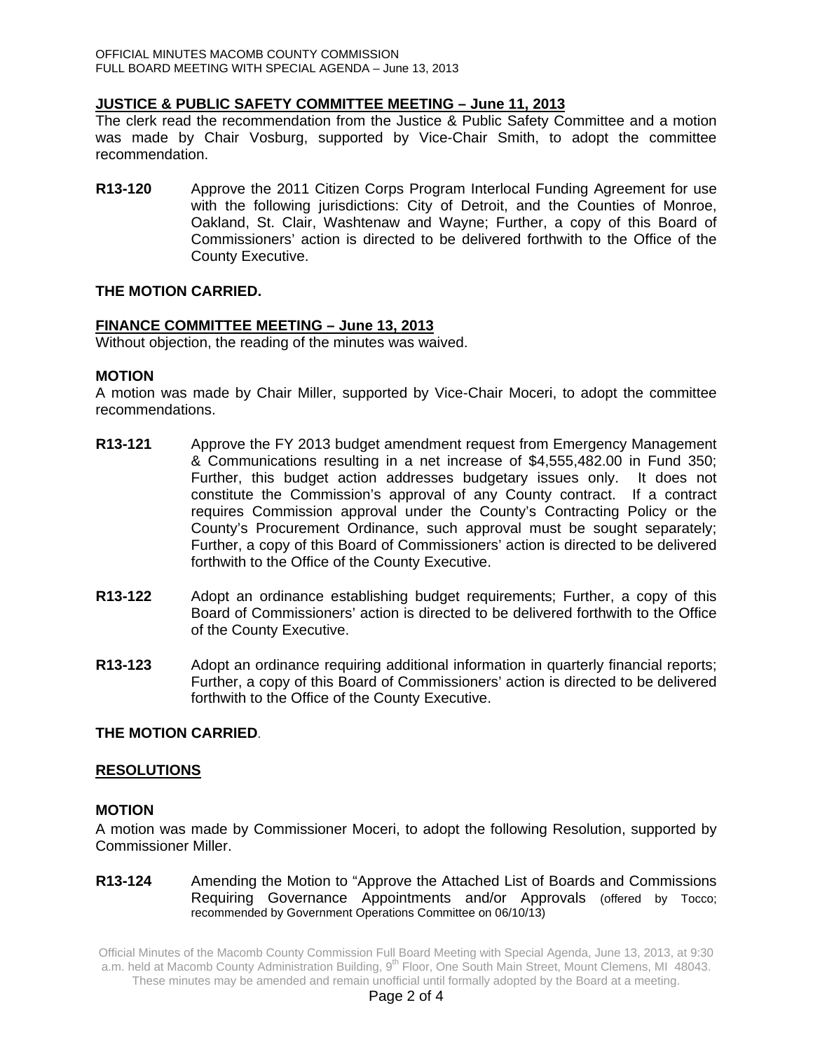## JUSTICE & PUBLIC SAFETY COMMITTEE MEETING – June 11, 2013

The clerk read the recommendation from the Justice & Public Safety Committee and a motion was made by Chair Vosburg, supported by Vice-Chair Smith, to adopt the committee recommendation.

**R13-120** Approve the 2011 Citizen Corps Program Interlocal Funding Agreement for use with the following jurisdictions: City of Detroit, and the Counties of Monroe, Oakland, St. Clair, Washtenaw and Wayne; Further, a copy of this Board of Commissioners' action is directed to be delivered forthwith to the Office of the County Executive.

**THE MOTION CARRIED.**

## FINANCE COMMITTEE MEETING – June 13, 2013

Without objection, the reading of the minutes was waived.

**MOTION**

A motion was made by Chair Miller, supported by Vice-Chair Moceri, to adopt the committee recommendations.

**R13-121** Approve the FY 2013 budget amendment request from Emergency Management & Communications resulting in a net increase of $4,555,482.00 in Fund 350; Further, this budget action addresses budgetary issues only. It does not constitute the Commission's approval of any County contract. If a contract requires Commission approval under the County's Contracting Policy or the County's Procurement Ordinance, such approval must be sought separately; Further, a copy of this Board of Commissioners' action is directed to be delivered forthwith to the Office of the County Executive.

**R13-122** Adopt an ordinance establishing budget requirements; Further, a copy of this Board of Commissioners' action is directed to be delivered forthwith to the Office of the County Executive.

**R13-123** Adopt an ordinance requiring additional information in quarterly financial reports; Further, a copy of this Board of Commissioners' action is directed to be delivered forthwith to the Office of the County Executive.

**THE MOTION CARRIED**.

## RESOLUTIONS

**MOTION**

A motion was made by Commissioner Moceri, to adopt the following Resolution, supported by Commissioner Miller.

**R13-124** Amending the Motion to "Approve the Attached List of Boards and Commissions Requiring Governance Appointments and/or Approvals (offered by Tocco; recommended by Government Operations Committee on 06/10/13)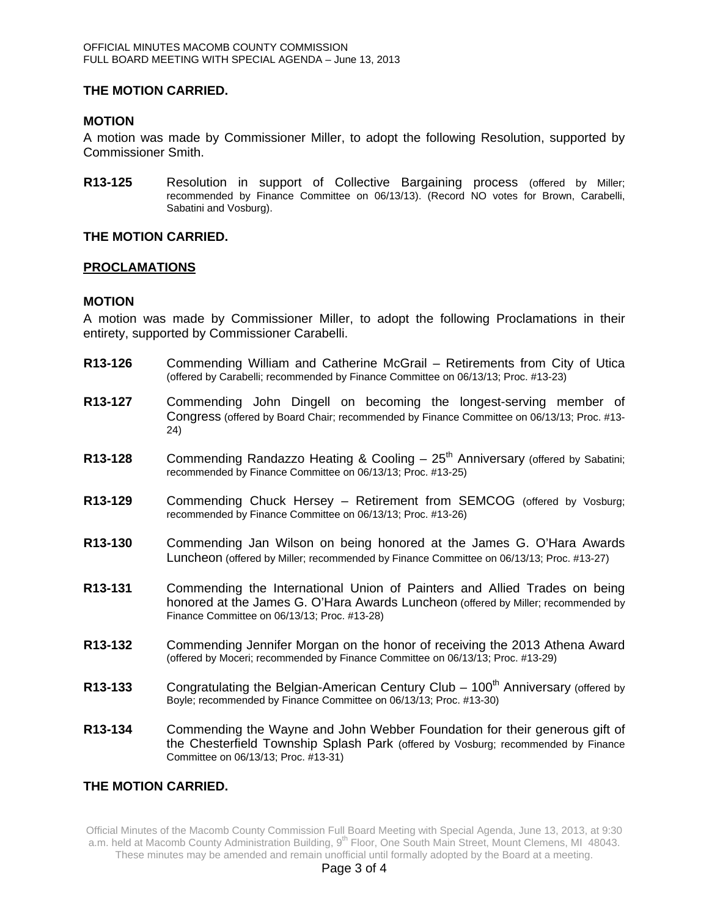**THE MOTION CARRIED.**

**MOTION**

A motion was made by Commissioner Miller, to adopt the following Resolution, supported by Commissioner Smith.

**R13-125** Resolution in support of Collective Bargaining process (offered by Miller; recommended by Finance Committee on 06/13/13). (Record NO votes for Brown, Carabelli, Sabatini and Vosburg).

**THE MOTION CARRIED.**

**PROCLAMATIONS**

**MOTION**

A motion was made by Commissioner Miller, to adopt the following Proclamations in their entirety, supported by Commissioner Carabelli.

**R13-126** Commending William and Catherine McGrail – Retirements from City of Utica (offered by Carabelli; recommended by Finance Committee on 06/13/13; Proc. #13-23)

**R13-127** Commending John Dingell on becoming the longest-serving member of Congress (offered by Board Chair; recommended by Finance Committee on 06/13/13; Proc. #13-24)

**R13-128** Commending Randazzo Heating & Cooling – 25th Anniversary (offered by Sabatini; recommended by Finance Committee on 06/13/13; Proc. #13-25)

**R13-129** Commending Chuck Hersey – Retirement from SEMCOG (offered by Vosburg; recommended by Finance Committee on 06/13/13; Proc. #13-26)

**R13-130** Commending Jan Wilson on being honored at the James G. O'Hara Awards Luncheon (offered by Miller; recommended by Finance Committee on 06/13/13; Proc. #13-27)

**R13-131** Commending the International Union of Painters and Allied Trades on being honored at the James G. O'Hara Awards Luncheon (offered by Miller; recommended by Finance Committee on 06/13/13; Proc. #13-28)

**R13-132** Commending Jennifer Morgan on the honor of receiving the 2013 Athena Award (offered by Moceri; recommended by Finance Committee on 06/13/13; Proc. #13-29)

**R13-133** Congratulating the Belgian-American Century Club – 100th Anniversary (offered by Boyle; recommended by Finance Committee on 06/13/13; Proc. #13-30)

**R13-134** Commending the Wayne and John Webber Foundation for their generous gift of the Chesterfield Township Splash Park (offered by Vosburg; recommended by Finance Committee on 06/13/13; Proc. #13-31)

**THE MOTION CARRIED.**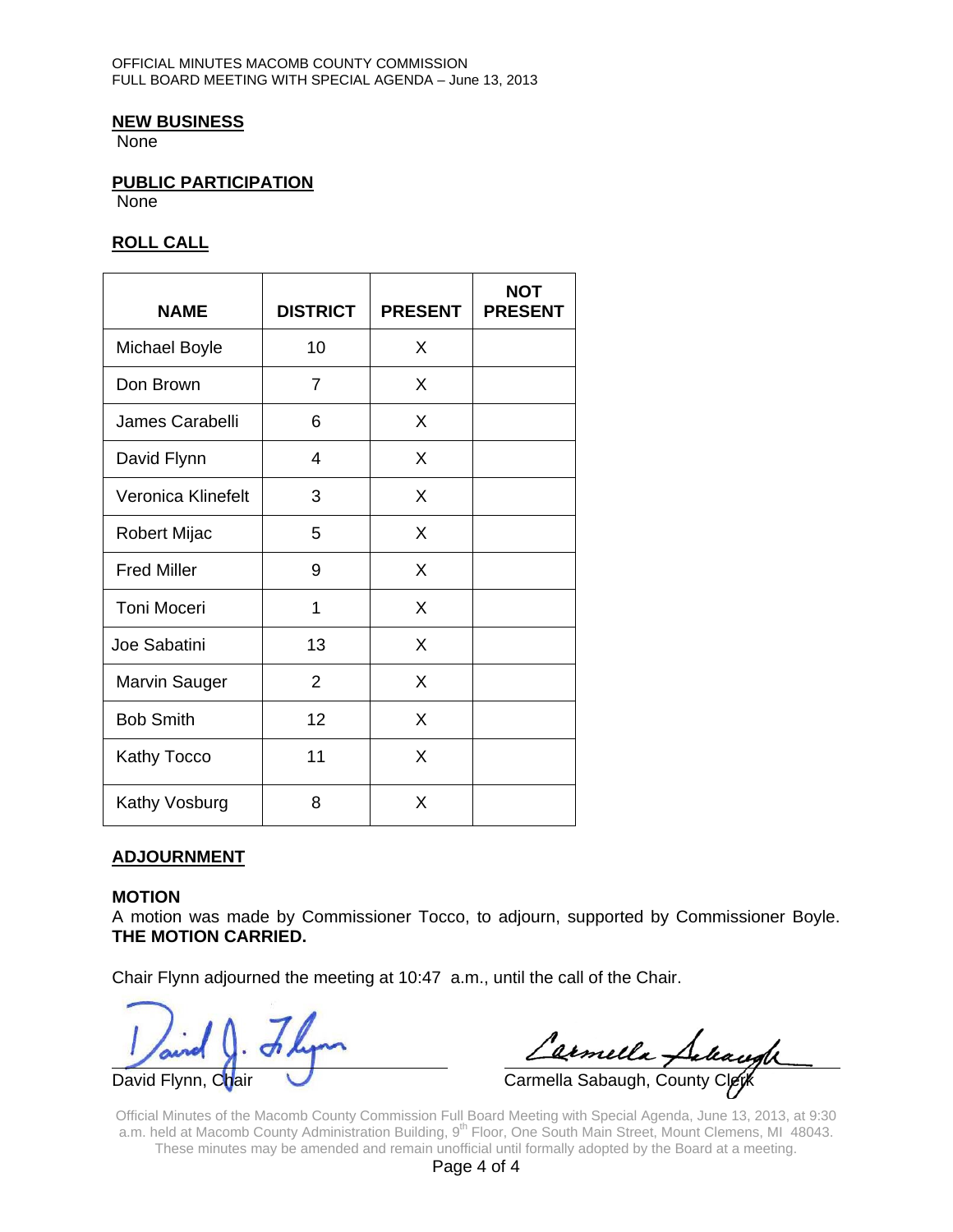**NEW BUSINESS**

None

**PUBLIC PARTICIPATION**

None

**ROLL CALL**

| NAME | DISTRICT | PRESENT | NOT PRESENT |
|---|---|---|---|
| Michael Boyle | 10 | X | |
| Don Brown | 7 | X | |
| James Carabelli | 6 | X | |
| David Flynn | 4 | X | |
| Veronica Klinefelt | 3 | X | |
| Robert Mijac | 5 | X | |
| Fred Miller | 9 | X | |
| Toni Moceri | 1 | X | |
| Joe Sabatini | 13 | X | |
| Marvin Sauger | 2 | X | |
| Bob Smith | 12 | X | |
| Kathy Tocco | 11 | X | |
| Kathy Vosburg | 8 | X | |

**ADJOURNMENT**

**MOTION**

A motion was made by Commissioner Tocco, to adjourn, supported by Commissioner Boyle. **THE MOTION CARRIED.**

Chair Flynn adjourned the meeting at 10:47 a.m., until the call of the Chair.

David Flynn, Chair

Carmella Sabaugh, County Clerk

Official Minutes of the Macomb County Commission Full Board Meeting with Special Agenda, June 13, 2013, at 9:30 a.m. held at Macomb County Administration Building, 9th Floor, One South Main Street, Mount Clemens, MI 48043. These minutes may be amended and remain unofficial until formally adopted by the Board at a meeting.